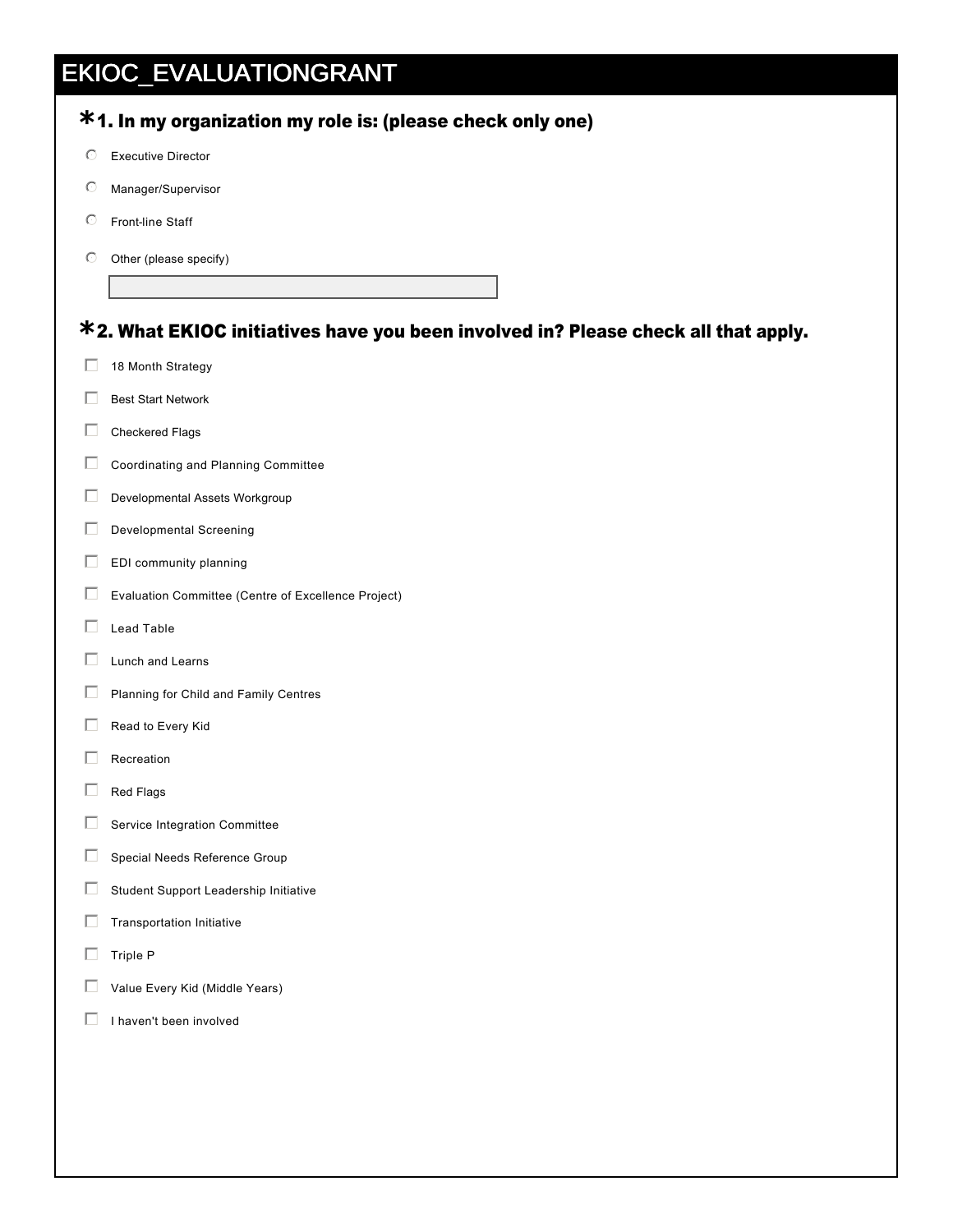# EKIOC_EVALUATIONGRANT

## *1. In my organization my role is: (please check only one)

- ○ Executive Director
- ○ Manager/Supervisor
- ○ Front-line Staff
- ○ Other (please specify)

## *2. What EKIOC initiatives have you been involved in? Please check all that apply.

- ☐ 18 Month Strategy
- ☐ Best Start Network
- ☐ Checkered Flags
- ☐ Coordinating and Planning Committee
- ☐ Developmental Assets Workgroup
- ☐ Developmental Screening
- ☐ EDI community planning
- ☐ Evaluation Committee (Centre of Excellence Project)
- ☐ Lead Table
- ☐ Lunch and Learns
- ☐ Planning for Child and Family Centres
- ☐ Read to Every Kid
- ☐ Recreation
- ☐ Red Flags
- ☐ Service Integration Committee
- ☐ Special Needs Reference Group
- ☐ Student Support Leadership Initiative
- ☐ Transportation Initiative
- ☐ Triple P
- ☐ Value Every Kid (Middle Years)
- ☐ I haven't been involved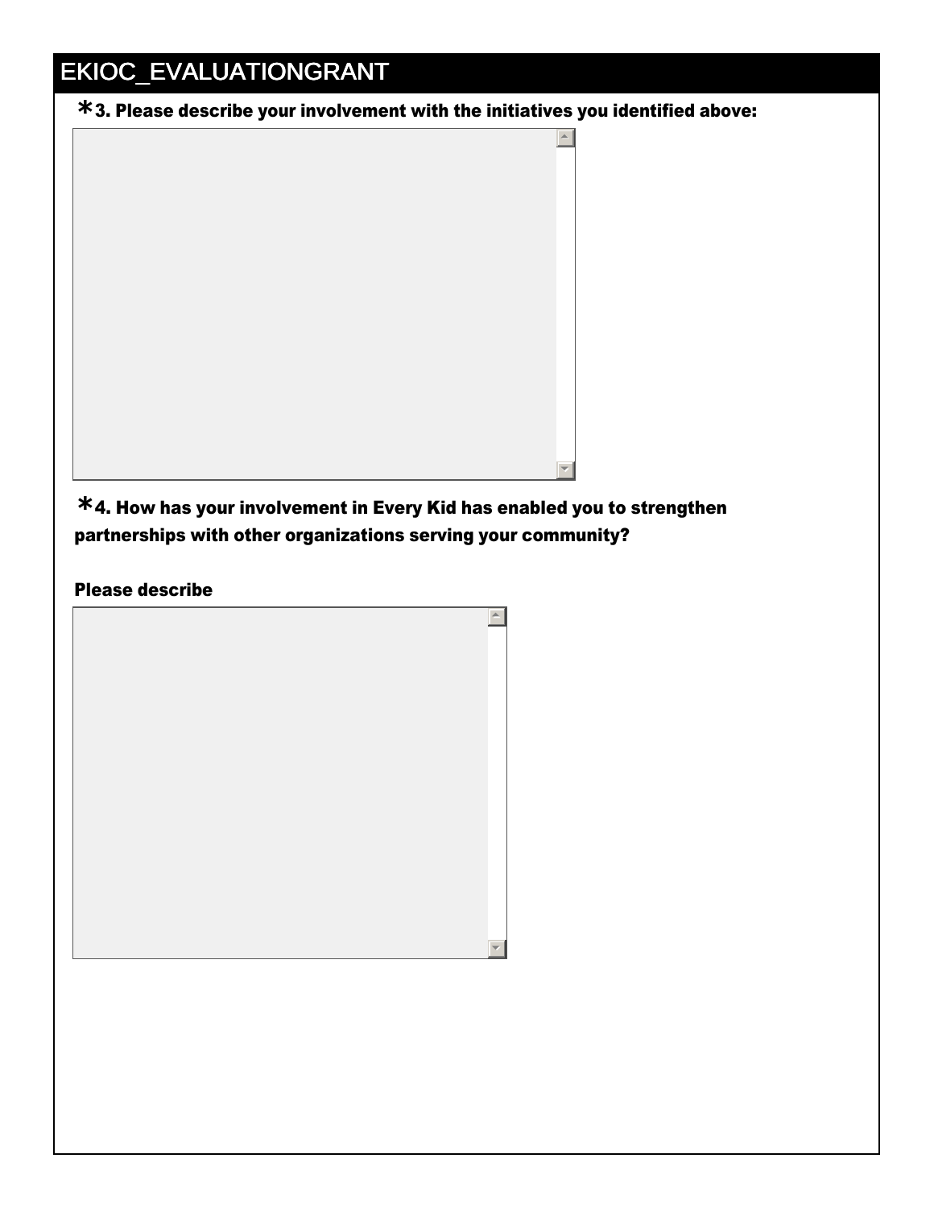# EKIOC_EVALUATIONGRANT

**\*3. Please describe your involvement with the initiatives you identified above:**

**\*4. How has your involvement in Every Kid has enabled you to strengthen partnerships with other organizations serving your community?**

**Please describe**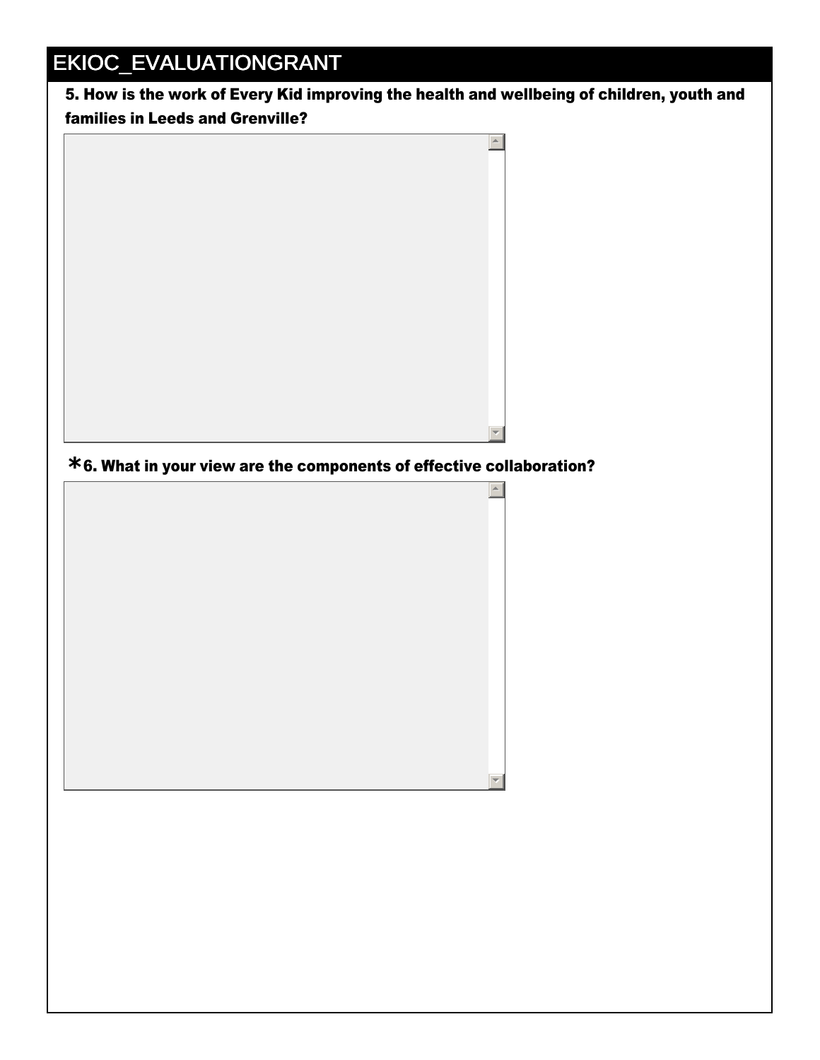# EKIOC_EVALUATIONGRANT

**5. How is the work of Every Kid improving the health and wellbeing of children, youth and families in Leeds and Grenville?**

**\*6. What in your view are the components of effective collaboration?**